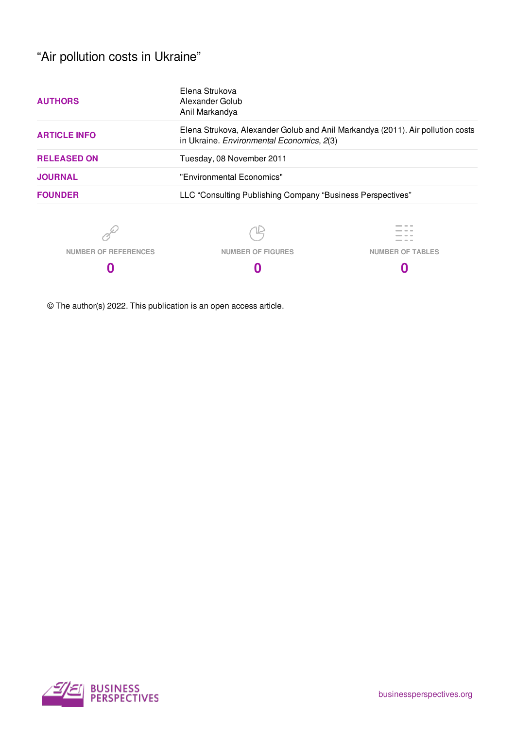# "Air pollution costs in Ukraine"

| | |
|---|---|
| **AUTHORS** | Elena Strukova<br>Alexander Golub<br>Anil Markandya |
| **ARTICLE INFO** | Elena Strukova, Alexander Golub and Anil Markandya (2011). Air pollution costs in Ukraine. *Environmental Economics*, *2*(3) |
| **RELEASED ON** | Tuesday, 08 November 2011 |
| **JOURNAL** | "Environmental Economics" |
| **FOUNDER** | LLC "Consulting Publishing Company "Business Perspectives" |

| NUMBER OF REFERENCES | NUMBER OF FIGURES | NUMBER OF TABLES |
|---|---|---|
| **0** | **0** | **0** |

© The author(s) 2022. This publication is an open access article.

BUSINESS PERSPECTIVES

businessperspectives.org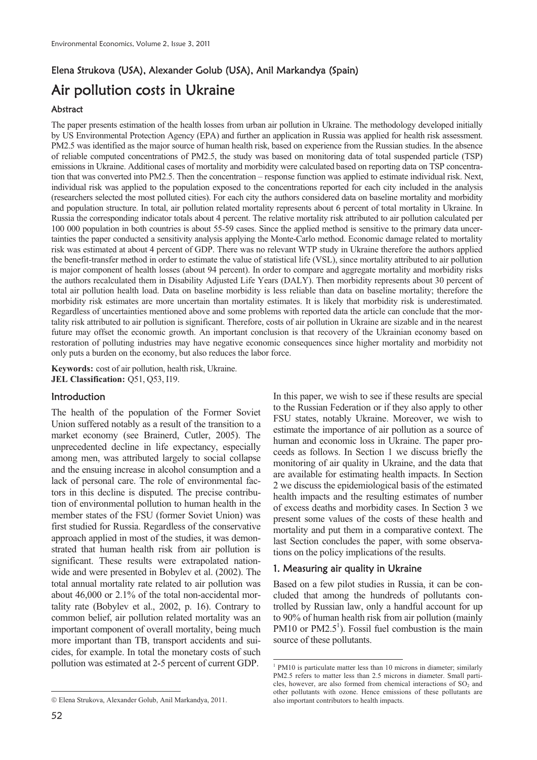Elena Strukova (USA), Alexander Golub (USA), Anil Markandya (Spain)

# Air pollution costs in Ukraine

### Abstract

The paper presents estimation of the health losses from urban air pollution in Ukraine. The methodology developed initially by US Environmental Protection Agency (EPA) and further an application in Russia was applied for health risk assessment. PM2.5 was identified as the major source of human health risk, based on experience from the Russian studies. In the absence of reliable computed concentrations of PM2.5, the study was based on monitoring data of total suspended particle (TSP) emissions in Ukraine. Additional cases of mortality and morbidity were calculated based on reporting data on TSP concentration that was converted into PM2.5. Then the concentration – response function was applied to estimate individual risk. Next, individual risk was applied to the population exposed to the concentrations reported for each city included in the analysis (researchers selected the most polluted cities). For each city the authors considered data on baseline mortality and morbidity and population structure. In total, air pollution related mortality represents about 6 percent of total mortality in Ukraine. In Russia the corresponding indicator totals about 4 percent. The relative mortality risk attributed to air pollution calculated per 100 000 population in both countries is about 55-59 cases. Since the applied method is sensitive to the primary data uncertainties the paper conducted a sensitivity analysis applying the Monte-Carlo method. Economic damage related to mortality risk was estimated at about 4 percent of GDP. There was no relevant WTP study in Ukraine therefore the authors applied the benefit-transfer method in order to estimate the value of statistical life (VSL), since mortality attributed to air pollution is major component of health losses (about 94 percent). In order to compare and aggregate mortality and morbidity risks the authors recalculated them in Disability Adjusted Life Years (DALY). Then morbidity represents about 30 percent of total air pollution health load. Data on baseline morbidity is less reliable than data on baseline mortality; therefore the morbidity risk estimates are more uncertain than mortality estimates. It is likely that morbidity risk is underestimated. Regardless of uncertainties mentioned above and some problems with reported data the article can conclude that the mortality risk attributed to air pollution is significant. Therefore, costs of air pollution in Ukraine are sizable and in the nearest future may offset the economic growth. An important conclusion is that recovery of the Ukrainian economy based on restoration of polluting industries may have negative economic consequences since higher mortality and morbidity not only puts a burden on the economy, but also reduces the labor force.

**Keywords:** cost of air pollution, health risk, Ukraine.
**JEL Classification:** Q51, Q53, I19.

## Introduction

The health of the population of the Former Soviet Union suffered notably as a result of the transition to a market economy (see Brainerd, Cutler, 2005). The unprecedented decline in life expectancy, especially among men, was attributed largely to social collapse and the ensuing increase in alcohol consumption and a lack of personal care. The role of environmental factors in this decline is disputed. The precise contribution of environmental pollution to human health in the member states of the FSU (former Soviet Union) was first studied for Russia. Regardless of the conservative approach applied in most of the studies, it was demonstrated that human health risk from air pollution is significant. These results were extrapolated nationwide and were presented in Bobylev et al. (2002). The total annual mortality rate related to air pollution was about 46,000 or 2.1% of the total non-accidental mortality rate (Bobylev et al., 2002, p. 16). Contrary to common belief, air pollution related mortality was an important component of overall mortality, being much more important than TB, transport accidents and suicides, for example. In total the monetary costs of such pollution was estimated at 2-5 percent of current GDP.

In this paper, we wish to see if these results are special to the Russian Federation or if they also apply to other FSU states, notably Ukraine. Moreover, we wish to estimate the importance of air pollution as a source of human and economic loss in Ukraine. The paper proceeds as follows. In Section 1 we discuss briefly the monitoring of air quality in Ukraine, and the data that are available for estimating health impacts. In Section 2 we discuss the epidemiological basis of the estimated health impacts and the resulting estimates of number of excess deaths and morbidity cases. In Section 3 we present some values of the costs of these health and mortality and put them in a comparative context. The last Section concludes the paper, with some observations on the policy implications of the results.

## 1. Measuring air quality in Ukraine

Based on a few pilot studies in Russia, it can be concluded that among the hundreds of pollutants controlled by Russian law, only a handful account for up to 90% of human health risk from air pollution (mainly PM10 or PM2.5[1]). Fossil fuel combustion is the main source of these pollutants.

[1] PM10 is particulate matter less than 10 microns in diameter; similarly PM2.5 refers to matter less than 2.5 microns in diameter. Small particles, however, are also formed from chemical interactions of $SO_2$ and other pollutants with ozone. Hence emissions of these pollutants are also important contributors to health impacts.

© Elena Strukova, Alexander Golub, Anil Markandya, 2011.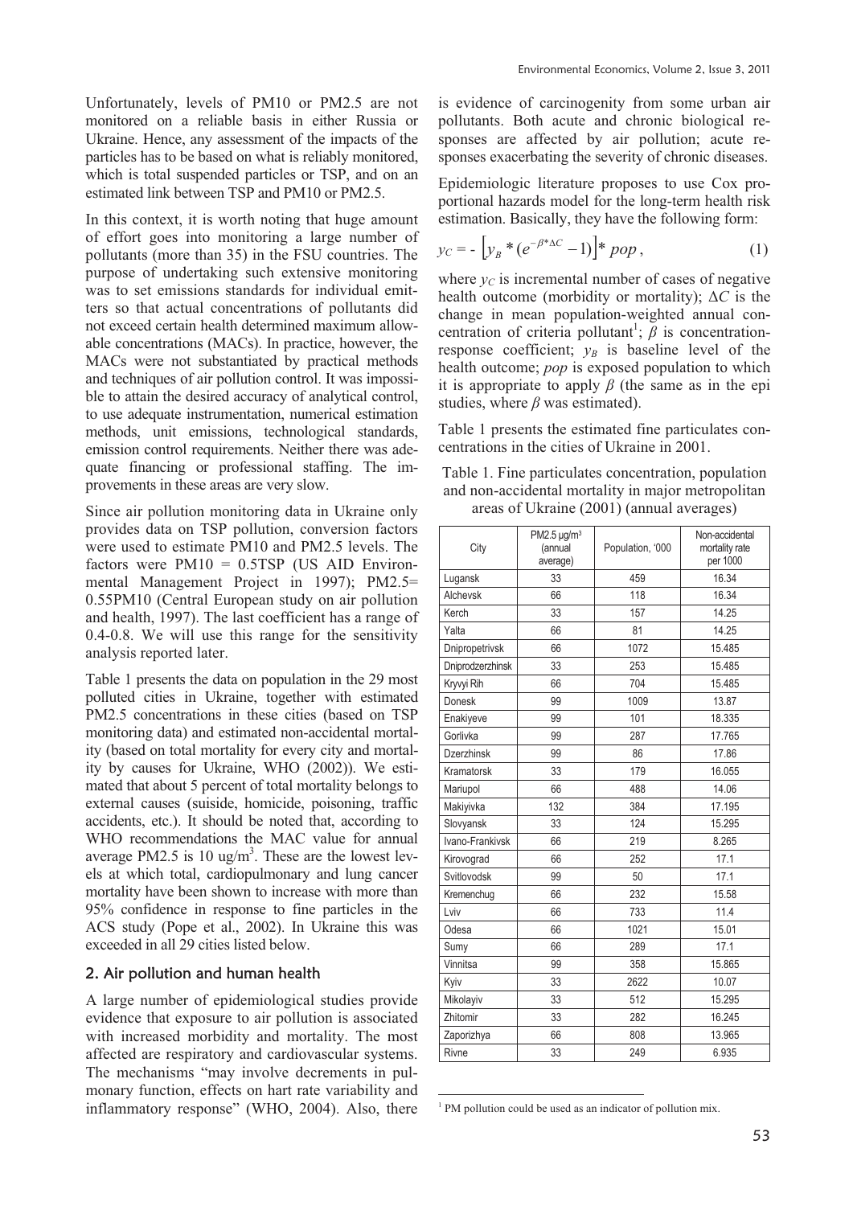Unfortunately, levels of PM10 or PM2.5 are not monitored on a reliable basis in either Russia or Ukraine. Hence, any assessment of the impacts of the particles has to be based on what is reliably monitored, which is total suspended particles or TSP, and on an estimated link between TSP and PM10 or PM2.5.

In this context, it is worth noting that huge amount of effort goes into monitoring a large number of pollutants (more than 35) in the FSU countries. The purpose of undertaking such extensive monitoring was to set emissions standards for individual emitters so that actual concentrations of pollutants did not exceed certain health determined maximum allowable concentrations (MACs). In practice, however, the MACs were not substantiated by practical methods and techniques of air pollution control. It was impossible to attain the desired accuracy of analytical control, to use adequate instrumentation, numerical estimation methods, unit emissions, technological standards, emission control requirements. Neither there was adequate financing or professional staffing. The improvements in these areas are very slow.

Since air pollution monitoring data in Ukraine only provides data on TSP pollution, conversion factors were used to estimate PM10 and PM2.5 levels. The factors were PM10 = 0.5TSP (US AID Environmental Management Project in 1997); PM2.5= 0.55PM10 (Central European study on air pollution and health, 1997). The last coefficient has a range of 0.4-0.8. We will use this range for the sensitivity analysis reported later.

Table 1 presents the data on population in the 29 most polluted cities in Ukraine, together with estimated PM2.5 concentrations in these cities (based on TSP monitoring data) and estimated non-accidental mortality (based on total mortality for every city and mortality by causes for Ukraine, WHO (2002)). We estimated that about 5 percent of total mortality belongs to external causes (suiside, homicide, poisoning, traffic accidents, etc.). It should be noted that, according to WHO recommendations the MAC value for annual average PM2.5 is 10 ug/m$^3$. These are the lowest levels at which total, cardiopulmonary and lung cancer mortality have been shown to increase with more than 95% confidence in response to fine particles in the ACS study (Pope et al., 2002). In Ukraine this was exceeded in all 29 cities listed below.

## 2. Air pollution and human health

A large number of epidemiological studies provide evidence that exposure to air pollution is associated with increased morbidity and mortality. The most affected are respiratory and cardiovascular systems. The mechanisms "may involve decrements in pulmonary function, effects on hart rate variability and inflammatory response" (WHO, 2004). Also, there is evidence of carcinogenity from some urban air pollutants. Both acute and chronic biological responses are affected by air pollution; acute responses exacerbating the severity of chronic diseases.

Epidemiologic literature proposes to use Cox proportional hazards model for the long-term health risk estimation. Basically, they have the following form:

$$y_C = -\left[y_B * (e^{-\beta * \Delta C} - 1)\right] * pop, \quad (1)$$

where $y_C$ is incremental number of cases of negative health outcome (morbidity or mortality); $\Delta C$ is the change in mean population-weighted annual concentration of criteria pollutant[1]; $\beta$ is concentration-response coefficient; $y_B$ is baseline level of the health outcome; *pop* is exposed population to which it is appropriate to apply $\beta$ (the same as in the epi studies, where $\beta$ was estimated).

Table 1 presents the estimated fine particulates concentrations in the cities of Ukraine in 2001.

Table 1. Fine particulates concentration, population and non-accidental mortality in major metropolitan areas of Ukraine (2001) (annual averages)

| City | PM2.5 μg/m$^3$ (annual average) | Population, '000 | Non-accidental mortality rate per 1000 |
|---|---|---|---|
| Lugansk | 33 | 459 | 16.34 |
| Alchevsk | 66 | 118 | 16.34 |
| Kerch | 33 | 157 | 14.25 |
| Yalta | 66 | 81 | 14.25 |
| Dnipropetrivsk | 66 | 1072 | 15.485 |
| Dniprodzerzhinsk | 33 | 253 | 15.485 |
| Kryvyi Rih | 66 | 704 | 15.485 |
| Donesk | 99 | 1009 | 13.87 |
| Enakiyeve | 99 | 101 | 18.335 |
| Gorlivka | 99 | 287 | 17.765 |
| Dzerzhinsk | 99 | 86 | 17.86 |
| Kramatorsk | 33 | 179 | 16.055 |
| Mariupol | 66 | 488 | 14.06 |
| Makiyivka | 132 | 384 | 17.195 |
| Slovyansk | 33 | 124 | 15.295 |
| Ivano-Frankivsk | 66 | 219 | 8.265 |
| Kirovograd | 66 | 252 | 17.1 |
| Svitlovodsk | 99 | 50 | 17.1 |
| Kremenchug | 66 | 232 | 15.58 |
| Lviv | 66 | 733 | 11.4 |
| Odesa | 66 | 1021 | 15.01 |
| Sumy | 66 | 289 | 17.1 |
| Vinnitsa | 99 | 358 | 15.865 |
| Kyiv | 33 | 2622 | 10.07 |
| Mikolayiv | 33 | 512 | 15.295 |
| Zhitomir | 33 | 282 | 16.245 |
| Zaporizhya | 66 | 808 | 13.965 |
| Rivne | 33 | 249 | 6.935 |

[1] PM pollution could be used as an indicator of pollution mix.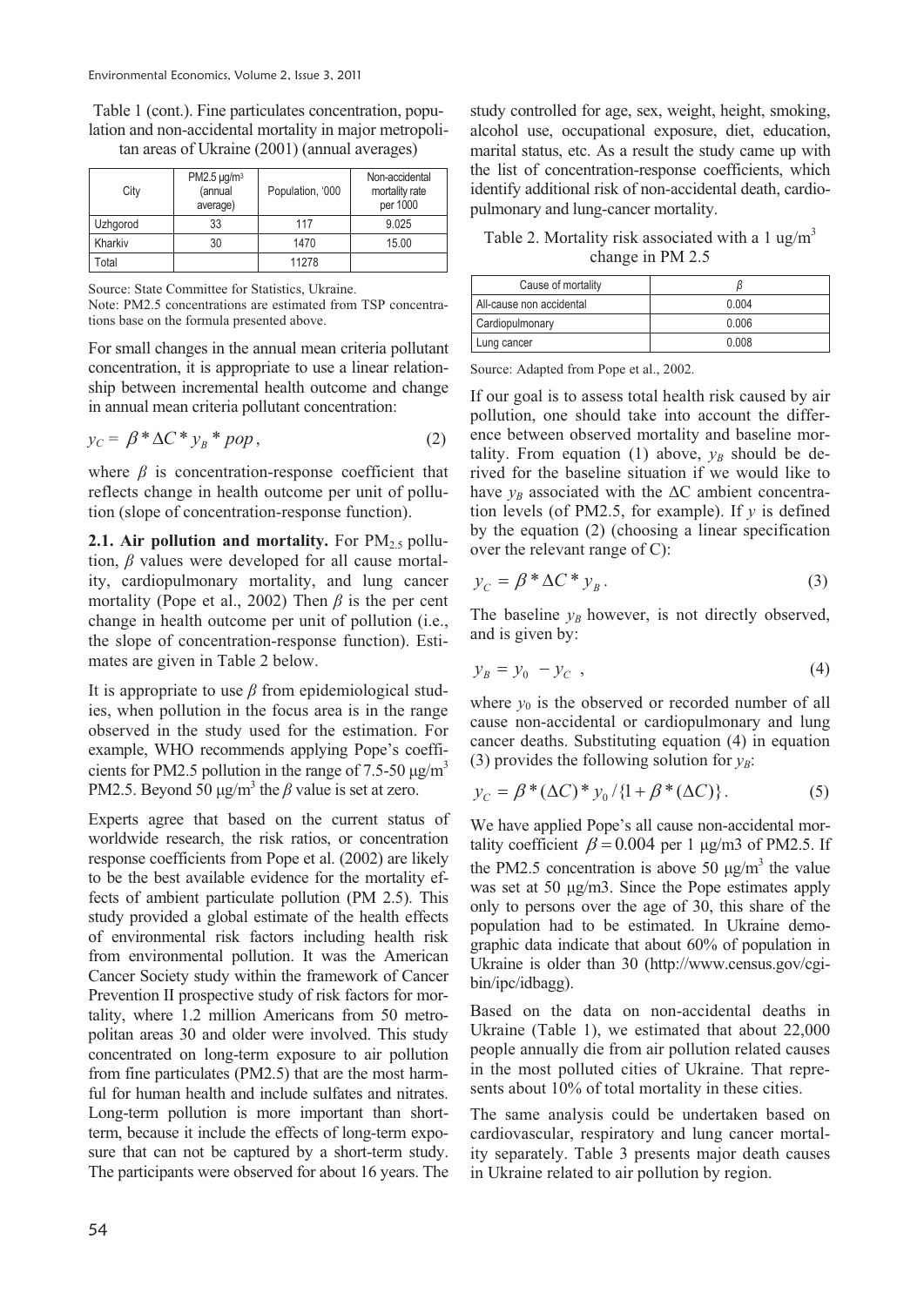Table 1 (cont.). Fine particulates concentration, population and non-accidental mortality in major metropolitan areas of Ukraine (2001) (annual averages)

| City | PM2.5 μg/m³ (annual average) | Population, '000 | Non-accidental mortality rate per 1000 |
|---|---|---|---|
| Uzhgorod | 33 | 117 | 9.025 |
| Kharkiv | 30 | 1470 | 15.00 |
| Total | | 11278 | |

Source: State Committee for Statistics, Ukraine.
Note: PM2.5 concentrations are estimated from TSP concentrations base on the formula presented above.

For small changes in the annual mean criteria pollutant concentration, it is appropriate to use a linear relationship between incremental health outcome and change in annual mean criteria pollutant concentration:

$$y_C = \beta * \Delta C * y_B * pop, \tag{2}$$

where $\beta$ is concentration-response coefficient that reflects change in health outcome per unit of pollution (slope of concentration-response function).

**2.1. Air pollution and mortality.** For $PM_{2.5}$ pollution, $\beta$ values were developed for all cause mortality, cardiopulmonary mortality, and lung cancer mortality (Pope et al., 2002) Then $\beta$ is the per cent change in health outcome per unit of pollution (i.e., the slope of concentration-response function). Estimates are given in Table 2 below.

It is appropriate to use $\beta$ from epidemiological studies, when pollution in the focus area is in the range observed in the study used for the estimation. For example, WHO recommends applying Pope's coefficients for PM2.5 pollution in the range of 7.5-50 μg/m³ PM2.5. Beyond 50 μg/m³ the $\beta$ value is set at zero.

Experts agree that based on the current status of worldwide research, the risk ratios, or concentration response coefficients from Pope et al. (2002) are likely to be the best available evidence for the mortality effects of ambient particulate pollution (PM 2.5). This study provided a global estimate of the health effects of environmental risk factors including health risk from environmental pollution. It was the American Cancer Society study within the framework of Cancer Prevention II prospective study of risk factors for mortality, where 1.2 million Americans from 50 metropolitan areas 30 and older were involved. This study concentrated on long-term exposure to air pollution from fine particulates (PM2.5) that are the most harmful for human health and include sulfates and nitrates. Long-term pollution is more important than short-term, because it include the effects of long-term exposure that can not be captured by a short-term study. The participants were observed for about 16 years. The study controlled for age, sex, weight, height, smoking, alcohol use, occupational exposure, diet, education, marital status, etc. As a result the study came up with the list of concentration-response coefficients, which identify additional risk of non-accidental death, cardiopulmonary and lung-cancer mortality.

Table 2. Mortality risk associated with a 1 ug/m³ change in PM 2.5

| Cause of mortality | $\beta$ |
|---|---|
| All-cause non accidental | 0.004 |
| Cardiopulmonary | 0.006 |
| Lung cancer | 0.008 |

Source: Adapted from Pope et al., 2002.

If our goal is to assess total health risk caused by air pollution, one should take into account the difference between observed mortality and baseline mortality. From equation (1) above, $y_B$ should be derived for the baseline situation if we would like to have $y_B$ associated with the ΔC ambient concentration levels (of PM2.5, for example). If $y$ is defined by the equation (2) (choosing a linear specification over the relevant range of C):

$$y_C = \beta * \Delta C * y_B. \tag{3}$$

The baseline $y_B$ however, is not directly observed, and is given by:

$$y_B = y_0 - y_C, \tag{4}$$

where $y_0$ is the observed or recorded number of all cause non-accidental or cardiopulmonary and lung cancer deaths. Substituting equation (4) in equation (3) provides the following solution for $y_B$:

$$y_C = \beta * (\Delta C) * y_0 / \{1 + \beta * (\Delta C)\}. \tag{5}$$

We have applied Pope's all cause non-accidental mortality coefficient $\beta = 0.004$ per 1 μg/m3 of PM2.5. If the PM2.5 concentration is above 50 μg/m³ the value was set at 50 μg/m3. Since the Pope estimates apply only to persons over the age of 30, this share of the population had to be estimated. In Ukraine demographic data indicate that about 60% of population in Ukraine is older than 30 (http://www.census.gov/cgi-bin/ipc/idbagg).

Based on the data on non-accidental deaths in Ukraine (Table 1), we estimated that about 22,000 people annually die from air pollution related causes in the most polluted cities of Ukraine. That represents about 10% of total mortality in these cities.

The same analysis could be undertaken based on cardiovascular, respiratory and lung cancer mortality separately. Table 3 presents major death causes in Ukraine related to air pollution by region.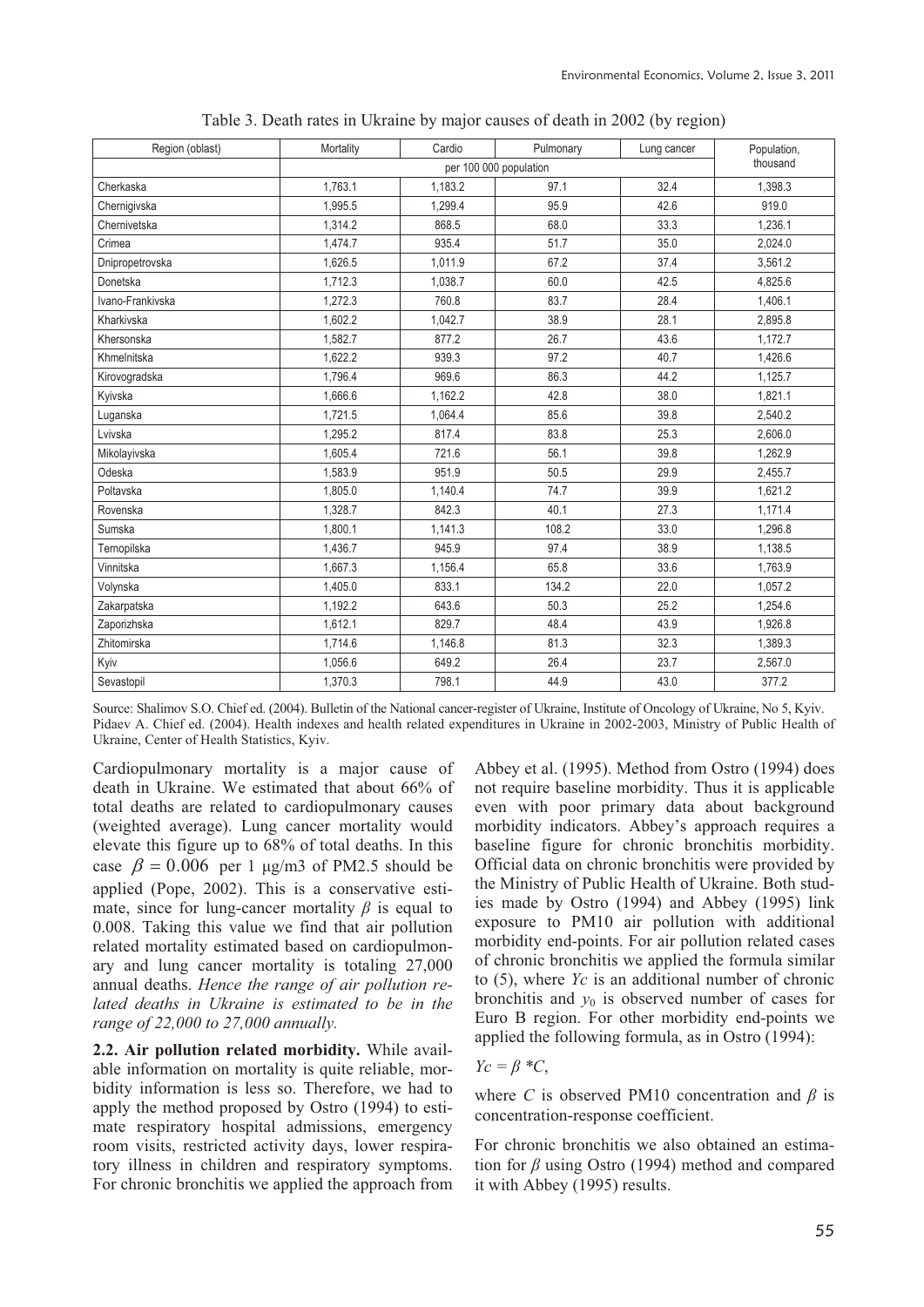Table 3. Death rates in Ukraine by major causes of death in 2002 (by region)

| Region (oblast) | Mortality | Cardio | Pulmonary | Lung cancer | Population, thousand |
|---|---|---|---|---|---|
| | per 100 000 population | | | | |
| Cherkaska | 1,763.1 | 1,183.2 | 97.1 | 32.4 | 1,398.3 |
| Chernigivska | 1,995.5 | 1,299.4 | 95.9 | 42.6 | 919.0 |
| Chernivetska | 1,314.2 | 868.5 | 68.0 | 33.3 | 1,236.1 |
| Crimea | 1,474.7 | 935.4 | 51.7 | 35.0 | 2,024.0 |
| Dnipropetrovska | 1,626.5 | 1,011.9 | 67.2 | 37.4 | 3,561.2 |
| Donetska | 1,712.3 | 1,038.7 | 60.0 | 42.5 | 4,825.6 |
| Ivano-Frankivska | 1,272.3 | 760.8 | 83.7 | 28.4 | 1,406.1 |
| Kharkivska | 1,602.2 | 1,042.7 | 38.9 | 28.1 | 2,895.8 |
| Khersonska | 1,582.7 | 877.2 | 26.7 | 43.6 | 1,172.7 |
| Khmelnitska | 1,622.2 | 939.3 | 97.2 | 40.7 | 1,426.6 |
| Kirovogradska | 1,796.4 | 969.6 | 86.3 | 44.2 | 1,125.7 |
| Kyivska | 1,666.6 | 1,162.2 | 42.8 | 38.0 | 1,821.1 |
| Luganska | 1,721.5 | 1,064.4 | 85.6 | 39.8 | 2,540.2 |
| Lvivska | 1,295.2 | 817.4 | 83.8 | 25.3 | 2,606.0 |
| Mikolayivska | 1,605.4 | 721.6 | 56.1 | 39.8 | 1,262.9 |
| Odeska | 1,583.9 | 951.9 | 50.5 | 29.9 | 2,455.7 |
| Poltavska | 1,805.0 | 1,140.4 | 74.7 | 39.9 | 1,621.2 |
| Rovenska | 1,328.7 | 842.3 | 40.1 | 27.3 | 1,171.4 |
| Sumska | 1,800.1 | 1,141.3 | 108.2 | 33.0 | 1,296.8 |
| Ternopilska | 1,436.7 | 945.9 | 97.4 | 38.9 | 1,138.5 |
| Vinnitska | 1,667.3 | 1,156.4 | 65.8 | 33.6 | 1,763.9 |
| Volynska | 1,405.0 | 833.1 | 134.2 | 22.0 | 1,057.2 |
| Zakarpatska | 1,192.2 | 643.6 | 50.3 | 25.2 | 1,254.6 |
| Zaporizhska | 1,612.1 | 829.7 | 48.4 | 43.9 | 1,926.8 |
| Zhitomirska | 1,714.6 | 1,146.8 | 81.3 | 32.3 | 1,389.3 |
| Kyiv | 1,056.6 | 649.2 | 26.4 | 23.7 | 2,567.0 |
| Sevastopil | 1,370.3 | 798.1 | 44.9 | 43.0 | 377.2 |

Source: Shalimov S.O. Chief ed. (2004). Bulletin of the National cancer-register of Ukraine, Institute of Oncology of Ukraine, No 5, Kyiv. Pidaev A. Chief ed. (2004). Health indexes and health related expenditures in Ukraine in 2002-2003, Ministry of Public Health of Ukraine, Center of Health Statistics, Kyiv.

Cardiopulmonary mortality is a major cause of death in Ukraine. We estimated that about 66% of total deaths are related to cardiopulmonary causes (weighted average). Lung cancer mortality would elevate this figure up to 68% of total deaths. In this case $\beta = 0.006$ per 1 μg/m3 of PM2.5 should be applied (Pope, 2002). This is a conservative estimate, since for lung-cancer mortality $\beta$ is equal to 0.008. Taking this value we find that air pollution related mortality estimated based on cardiopulmonary and lung cancer mortality is totaling 27,000 annual deaths. *Hence the range of air pollution related deaths in Ukraine is estimated to be in the range of 22,000 to 27,000 annually.*

**2.2. Air pollution related morbidity.** While available information on mortality is quite reliable, morbidity information is less so. Therefore, we had to apply the method proposed by Ostro (1994) to estimate respiratory hospital admissions, emergency room visits, restricted activity days, lower respiratory illness in children and respiratory symptoms. For chronic bronchitis we applied the approach from Abbey et al. (1995). Method from Ostro (1994) does not require baseline morbidity. Thus it is applicable even with poor primary data about background morbidity indicators. Abbey's approach requires a baseline figure for chronic bronchitis morbidity. Official data on chronic bronchitis were provided by the Ministry of Public Health of Ukraine. Both studies made by Ostro (1994) and Abbey (1995) link exposure to PM10 air pollution with additional morbidity end-points. For air pollution related cases of chronic bronchitis we applied the formula similar to (5), where $Yc$ is an additional number of chronic bronchitis and $y_0$ is observed number of cases for Euro B region. For other morbidity end-points we applied the following formula, as in Ostro (1994):

$Yc = \beta * C$,

where $C$ is observed PM10 concentration and $\beta$ is concentration-response coefficient.

For chronic bronchitis we also obtained an estimation for $\beta$ using Ostro (1994) method and compared it with Abbey (1995) results.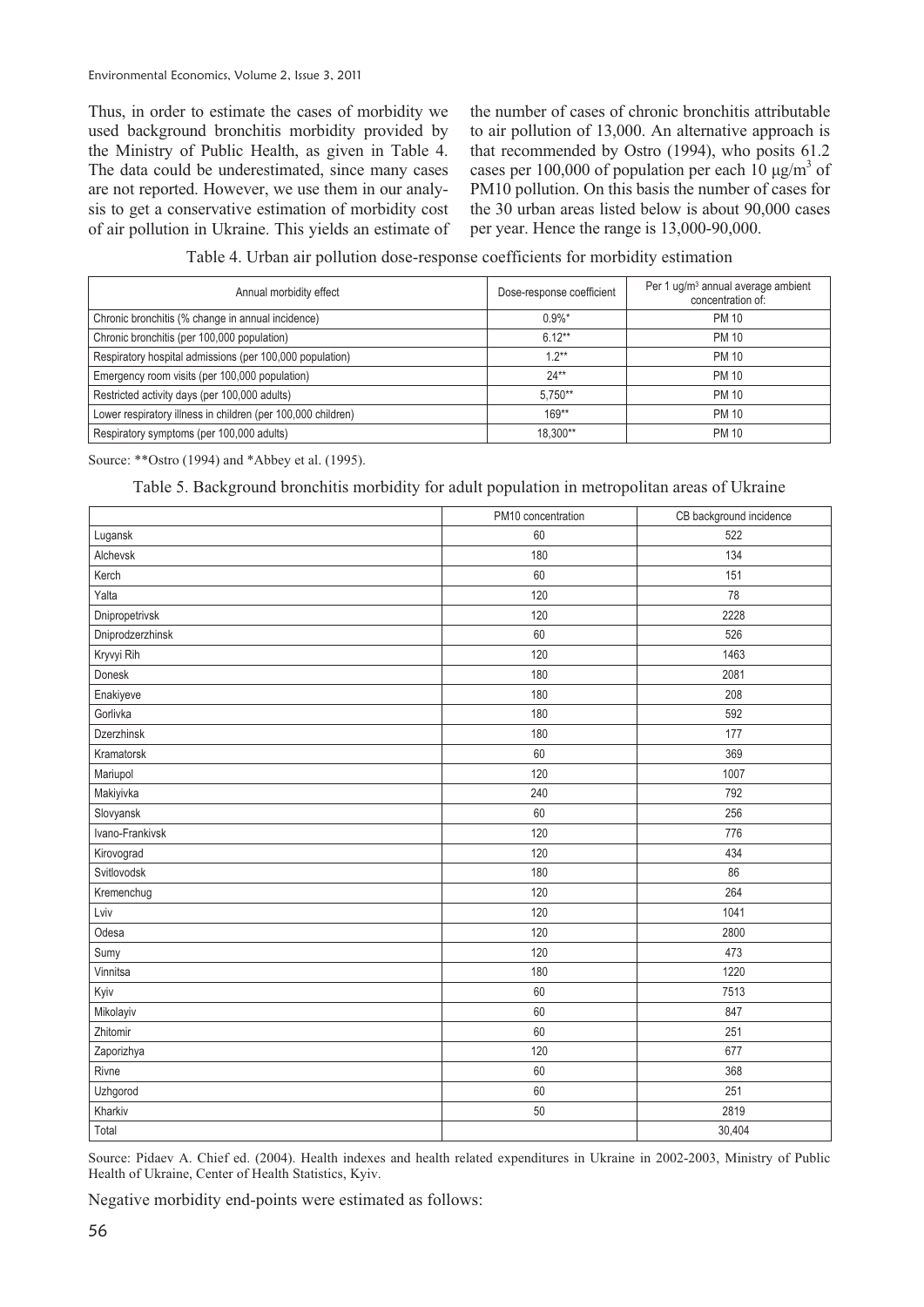Thus, in order to estimate the cases of morbidity we used background bronchitis morbidity provided by the Ministry of Public Health, as given in Table 4. The data could be underestimated, since many cases are not reported. However, we use them in our analysis to get a conservative estimation of morbidity cost of air pollution in Ukraine. This yields an estimate of the number of cases of chronic bronchitis attributable to air pollution of 13,000. An alternative approach is that recommended by Ostro (1994), who posits 61.2 cases per 100,000 of population per each 10 μg/m$^3$ of PM10 pollution. On this basis the number of cases for the 30 urban areas listed below is about 90,000 cases per year. Hence the range is 13,000-90,000.

Table 4. Urban air pollution dose-response coefficients for morbidity estimation

| Annual morbidity effect | Dose-response coefficient | Per 1 ug/m$^3$ annual average ambient concentration of: |
|---|---|---|
| Chronic bronchitis (% change in annual incidence) | 0.9%* | PM 10 |
| Chronic bronchitis (per 100,000 population) | 6.12** | PM 10 |
| Respiratory hospital admissions (per 100,000 population) | 1.2** | PM 10 |
| Emergency room visits (per 100,000 population) | 24** | PM 10 |
| Restricted activity days (per 100,000 adults) | 5,750** | PM 10 |
| Lower respiratory illness in children (per 100,000 children) | 169** | PM 10 |
| Respiratory symptoms (per 100,000 adults) | 18,300** | PM 10 |

Source: **Ostro (1994) and *Abbey et al. (1995).

Table 5. Background bronchitis morbidity for adult population in metropolitan areas of Ukraine

| | PM10 concentration | CB background incidence |
|---|---|---|
| Lugansk | 60 | 522 |
| Alchevsk | 180 | 134 |
| Kerch | 60 | 151 |
| Yalta | 120 | 78 |
| Dnipropetrivsk | 120 | 2228 |
| Dniprodzerzhinsk | 60 | 526 |
| Kryvyi Rih | 120 | 1463 |
| Donesk | 180 | 2081 |
| Enakiyeve | 180 | 208 |
| Gorlivka | 180 | 592 |
| Dzerzhinsk | 180 | 177 |
| Kramatorsk | 60 | 369 |
| Mariupol | 120 | 1007 |
| Makiyivka | 240 | 792 |
| Slovyansk | 60 | 256 |
| Ivano-Frankivsk | 120 | 776 |
| Kirovograd | 120 | 434 |
| Svitlovodsk | 180 | 86 |
| Kremenchug | 120 | 264 |
| Lviv | 120 | 1041 |
| Odesa | 120 | 2800 |
| Sumy | 120 | 473 |
| Vinnitsa | 180 | 1220 |
| Kyiv | 60 | 7513 |
| Mikolayiv | 60 | 847 |
| Zhitomir | 60 | 251 |
| Zaporizhya | 120 | 677 |
| Rivne | 60 | 368 |
| Uzhgorod | 60 | 251 |
| Kharkiv | 50 | 2819 |
| Total | | 30,404 |

Source: Pidaev A. Chief ed. (2004). Health indexes and health related expenditures in Ukraine in 2002-2003, Ministry of Public Health of Ukraine, Center of Health Statistics, Kyiv.

Negative morbidity end-points were estimated as follows: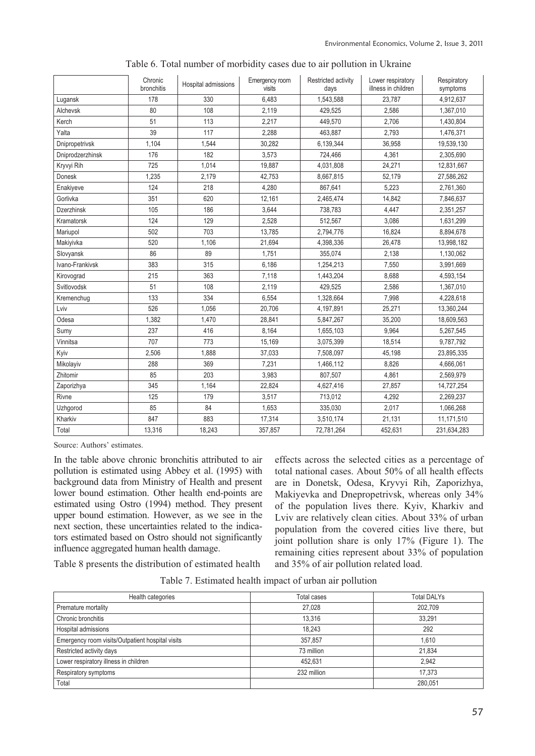Table 6. Total number of morbidity cases due to air pollution in Ukraine

| | Chronic bronchitis | Hospital admissions | Emergency room visits | Restricted activity days | Lower respiratory illness in children | Respiratory symptoms |
|---|---|---|---|---|---|---|
| Lugansk | 178 | 330 | 6,483 | 1,543,588 | 23,787 | 4,912,637 |
| Alchevsk | 80 | 108 | 2,119 | 429,525 | 2,586 | 1,367,010 |
| Kerch | 51 | 113 | 2,217 | 449,570 | 2,706 | 1,430,804 |
| Yalta | 39 | 117 | 2,288 | 463,887 | 2,793 | 1,476,371 |
| Dnipropetrivsk | 1,104 | 1,544 | 30,282 | 6,139,344 | 36,958 | 19,539,130 |
| Dniprodzerzhinsk | 176 | 182 | 3,573 | 724,466 | 4,361 | 2,305,690 |
| Kryvyi Rih | 725 | 1,014 | 19,887 | 4,031,808 | 24,271 | 12,831,667 |
| Donesk | 1,235 | 2,179 | 42,753 | 8,667,815 | 52,179 | 27,586,262 |
| Enakiyeve | 124 | 218 | 4,280 | 867,641 | 5,223 | 2,761,360 |
| Gorlivka | 351 | 620 | 12,161 | 2,465,474 | 14,842 | 7,846,637 |
| Dzerzhinsk | 105 | 186 | 3,644 | 738,783 | 4,447 | 2,351,257 |
| Kramatorsk | 124 | 129 | 2,528 | 512,567 | 3,086 | 1,631,299 |
| Mariupol | 502 | 703 | 13,785 | 2,794,776 | 16,824 | 8,894,678 |
| Makiyivka | 520 | 1,106 | 21,694 | 4,398,336 | 26,478 | 13,998,182 |
| Slovyansk | 86 | 89 | 1,751 | 355,074 | 2,138 | 1,130,062 |
| Ivano-Frankivsk | 383 | 315 | 6,186 | 1,254,213 | 7,550 | 3,991,669 |
| Kirovograd | 215 | 363 | 7,118 | 1,443,204 | 8,688 | 4,593,154 |
| Svitlovodsk | 51 | 108 | 2,119 | 429,525 | 2,586 | 1,367,010 |
| Kremenchug | 133 | 334 | 6,554 | 1,328,664 | 7,998 | 4,228,618 |
| Lviv | 526 | 1,056 | 20,706 | 4,197,891 | 25,271 | 13,360,244 |
| Odesa | 1,382 | 1,470 | 28,841 | 5,847,267 | 35,200 | 18,609,563 |
| Sumy | 237 | 416 | 8,164 | 1,655,103 | 9,964 | 5,267,545 |
| Vinnitsa | 707 | 773 | 15,169 | 3,075,399 | 18,514 | 9,787,792 |
| Kyiv | 2,506 | 1,888 | 37,033 | 7,508,097 | 45,198 | 23,895,335 |
| Mikolayiv | 288 | 369 | 7,231 | 1,466,112 | 8,826 | 4,666,061 |
| Zhitomir | 85 | 203 | 3,983 | 807,507 | 4,861 | 2,569,979 |
| Zaporizhya | 345 | 1,164 | 22,824 | 4,627,416 | 27,857 | 14,727,254 |
| Rivne | 125 | 179 | 3,517 | 713,012 | 4,292 | 2,269,237 |
| Uzhgorod | 85 | 84 | 1,653 | 335,030 | 2,017 | 1,066,268 |
| Kharkiv | 847 | 883 | 17,314 | 3,510,174 | 21,131 | 11,171,510 |
| Total | 13,316 | 18,243 | 357,857 | 72,781,264 | 452,631 | 231,634,283 |

Source: Authors' estimates.

In the table above chronic bronchitis attributed to air pollution is estimated using Abbey et al. (1995) with background data from Ministry of Health and present lower bound estimation. Other health end-points are estimated using Ostro (1994) method. They present upper bound estimation. However, as we see in the next section, these uncertainties related to the indicators estimated based on Ostro should not significantly influence aggregated human health damage.

Table 8 presents the distribution of estimated health effects across the selected cities as a percentage of total national cases. About 50% of all health effects are in Donetsk, Odesa, Kryvyi Rih, Zaporizhya, Makiyevka and Dnepropetrivsk, whereas only 34% of the population lives there. Kyiv, Kharkiv and Lviv are relatively clean cities. About 33% of urban population from the covered cities live there, but joint pollution share is only 17% (Figure 1). The remaining cities represent about 33% of population and 35% of air pollution related load.

Table 7. Estimated health impact of urban air pollution

| Health categories | Total cases | Total DALYs |
|---|---|---|
| Premature mortality | 27,028 | 202,709 |
| Chronic bronchitis | 13,316 | 33,291 |
| Hospital admissions | 18,243 | 292 |
| Emergency room visits/Outpatient hospital visits | 357,857 | 1,610 |
| Restricted activity days | 73 million | 21,834 |
| Lower respiratory illness in children | 452,631 | 2,942 |
| Respiratory symptoms | 232 million | 17,373 |
| Total | | 280,051 |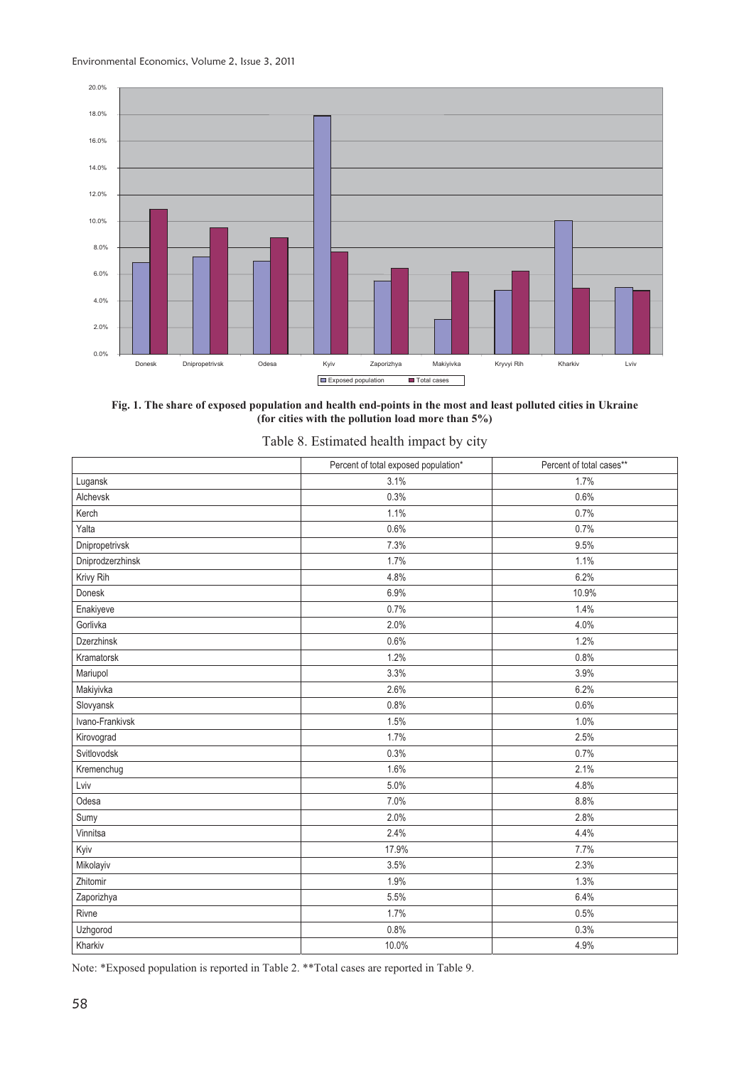**Fig. 1. The share of exposed population and health end-points in the most and least polluted cities in Ukraine (for cities with the pollution load more than 5%)**

Table 8. Estimated health impact by city

| | Percent of total exposed population* | Percent of total cases** |
|---|---|---|
| Lugansk | 3.1% | 1.7% |
| Alchevsk | 0.3% | 0.6% |
| Kerch | 1.1% | 0.7% |
| Yalta | 0.6% | 0.7% |
| Dnipropetrivsk | 7.3% | 9.5% |
| Dniprodzerzhinsk | 1.7% | 1.1% |
| Krivy Rih | 4.8% | 6.2% |
| Donesk | 6.9% | 10.9% |
| Enakiyeve | 0.7% | 1.4% |
| Gorlivka | 2.0% | 4.0% |
| Dzerzhinsk | 0.6% | 1.2% |
| Kramatorsk | 1.2% | 0.8% |
| Mariupol | 3.3% | 3.9% |
| Makiyivka | 2.6% | 6.2% |
| Slovyansk | 0.8% | 0.6% |
| Ivano-Frankivsk | 1.5% | 1.0% |
| Kirovograd | 1.7% | 2.5% |
| Svitlovodsk | 0.3% | 0.7% |
| Kremenchug | 1.6% | 2.1% |
| Lviv | 5.0% | 4.8% |
| Odesa | 7.0% | 8.8% |
| Sumy | 2.0% | 2.8% |
| Vinnitsa | 2.4% | 4.4% |
| Kyiv | 17.9% | 7.7% |
| Mikolayiv | 3.5% | 2.3% |
| Zhitomir | 1.9% | 1.3% |
| Zaporizhya | 5.5% | 6.4% |
| Rivne | 1.7% | 0.5% |
| Uzhgorod | 0.8% | 0.3% |
| Kharkiv | 10.0% | 4.9% |

Note: *Exposed population is reported in Table 2. **Total cases are reported in Table 9.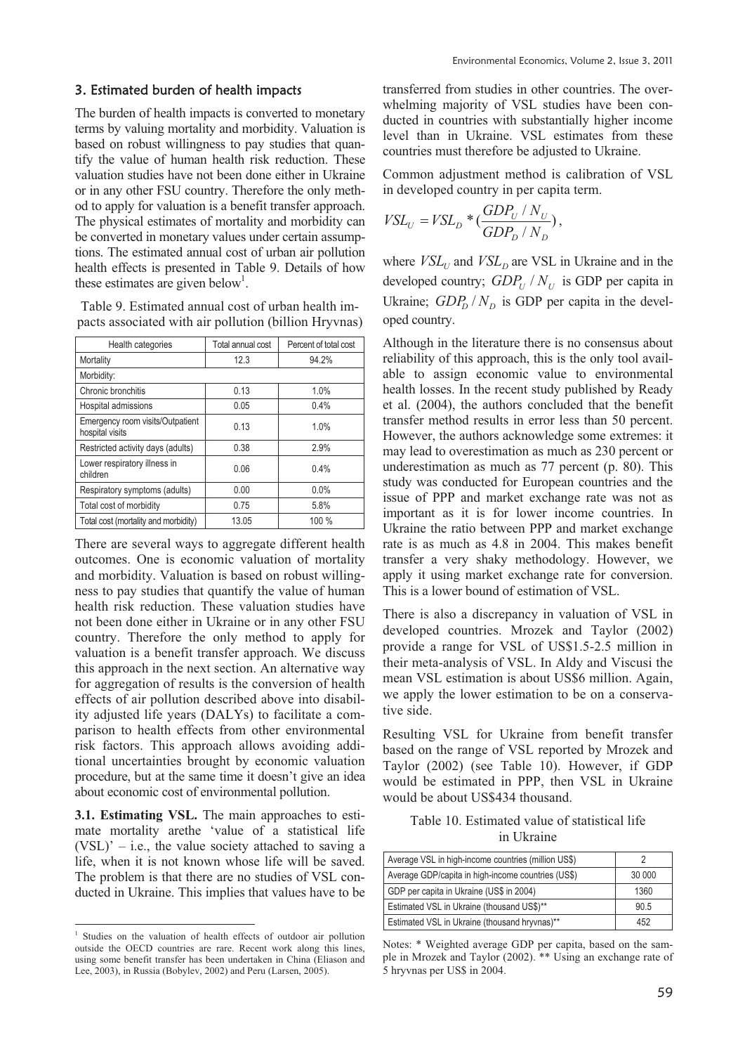## 3. Estimated burden of health impacts

The burden of health impacts is converted to monetary terms by valuing mortality and morbidity. Valuation is based on robust willingness to pay studies that quantify the value of human health risk reduction. These valuation studies have not been done either in Ukraine or in any other FSU country. Therefore the only method to apply for valuation is a benefit transfer approach. The physical estimates of mortality and morbidity can be converted in monetary values under certain assumptions. The estimated annual cost of urban air pollution health effects is presented in Table 9. Details of how these estimates are given below[1].

Table 9. Estimated annual cost of urban health impacts associated with air pollution (billion Hryvnas)

| Health categories | Total annual cost | Percent of total cost |
|---|---|---|
| Mortality | 12.3 | 94.2% |
| Morbidity: | | |
| Chronic bronchitis | 0.13 | 1.0% |
| Hospital admissions | 0.05 | 0.4% |
| Emergency room visits/Outpatient hospital visits | 0.13 | 1.0% |
| Restricted activity days (adults) | 0.38 | 2.9% |
| Lower respiratory illness in children | 0.06 | 0.4% |
| Respiratory symptoms (adults) | 0.00 | 0.0% |
| Total cost of morbidity | 0.75 | 5.8% |
| Total cost (mortality and morbidity) | 13.05 | 100 % |

There are several ways to aggregate different health outcomes. One is economic valuation of mortality and morbidity. Valuation is based on robust willingness to pay studies that quantify the value of human health risk reduction. These valuation studies have not been done either in Ukraine or in any other FSU country. Therefore the only method to apply for valuation is a benefit transfer approach. We discuss this approach in the next section. An alternative way for aggregation of results is the conversion of health effects of air pollution described above into disability adjusted life years (DALYs) to facilitate a comparison to health effects from other environmental risk factors. This approach allows avoiding additional uncertainties brought by economic valuation procedure, but at the same time it doesn't give an idea about economic cost of environmental pollution.

**3.1. Estimating VSL.** The main approaches to estimate mortality arethe 'value of a statistical life (VSL)' – i.e., the value society attached to saving a life, when it is not known whose life will be saved. The problem is that there are no studies of VSL conducted in Ukraine. This implies that values have to be transferred from studies in other countries. The overwhelming majority of VSL studies have been conducted in countries with substantially higher income level than in Ukraine. VSL estimates from these countries must therefore be adjusted to Ukraine.

Common adjustment method is calibration of VSL in developed country in per capita term.

$$VSL_U = VSL_D * \left(\frac{GDP_U / N_U}{GDP_D / N_D}\right),$$

where $VSL_U$ and $VSL_D$ are VSL in Ukraine and in the developed country; $GDP_U / N_U$ is GDP per capita in Ukraine; $GDP_D / N_D$ is GDP per capita in the developed country.

Although in the literature there is no consensus about reliability of this approach, this is the only tool available to assign economic value to environmental health losses. In the recent study published by Ready et al. (2004), the authors concluded that the benefit transfer method results in error less than 50 percent. However, the authors acknowledge some extremes: it may lead to overestimation as much as 230 percent or underestimation as much as 77 percent (p. 80). This study was conducted for European countries and the issue of PPP and market exchange rate was not as important as it is for lower income countries. In Ukraine the ratio between PPP and market exchange rate is as much as 4.8 in 2004. This makes benefit transfer a very shaky methodology. However, we apply it using market exchange rate for conversion. This is a lower bound of estimation of VSL.

There is also a discrepancy in valuation of VSL in developed countries. Mrozek and Taylor (2002) provide a range for VSL of US$1.5-2.5 million in their meta-analysis of VSL. In Aldy and Viscusi the mean VSL estimation is about US$6 million. Again, we apply the lower estimation to be on a conservative side.

Resulting VSL for Ukraine from benefit transfer based on the range of VSL reported by Mrozek and Taylor (2002) (see Table 10). However, if GDP would be estimated in PPP, then VSL in Ukraine would be about US$434 thousand.

Table 10. Estimated value of statistical life in Ukraine

| | |
|---|---|
| Average VSL in high-income countries (million US$) | 2 |
| Average GDP/capita in high-income countries (US$) | 30 000 |
| GDP per capita in Ukraine (US$ in 2004) | 1360 |
| Estimated VSL in Ukraine (thousand US$)** | 90.5 |
| Estimated VSL in Ukraine (thousand hryvnas)** | 452 |

Notes: * Weighted average GDP per capita, based on the sample in Mrozek and Taylor (2002). ** Using an exchange rate of 5 hryvnas per US$ in 2004.

[1] Studies on the valuation of health effects of outdoor air pollution outside the OECD countries are rare. Recent work along this lines, using some benefit transfer has been undertaken in China (Eliason and Lee, 2003), in Russia (Bobylev, 2002) and Peru (Larsen, 2005).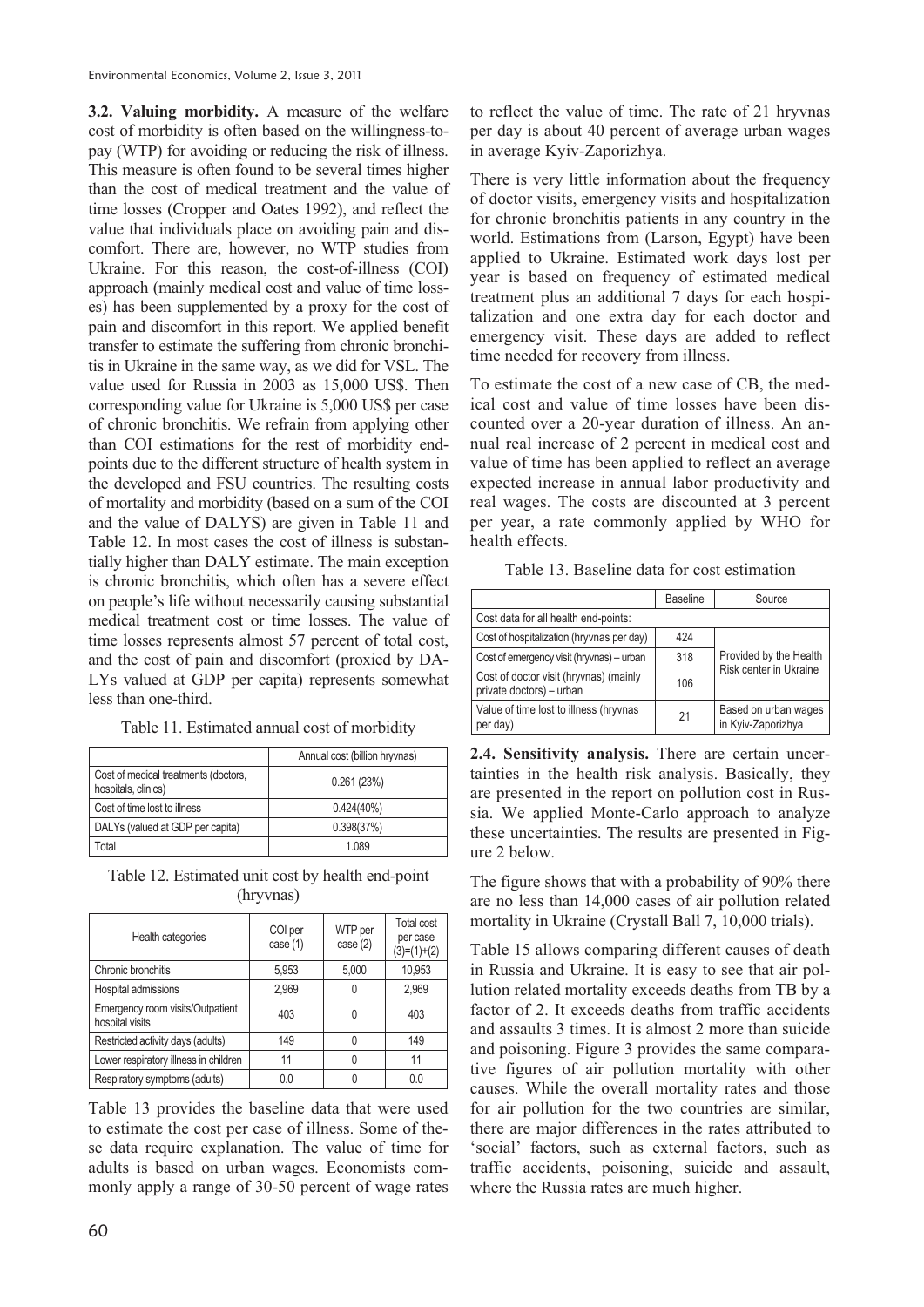**3.2. Valuing morbidity.** A measure of the welfare cost of morbidity is often based on the willingness-to-pay (WTP) for avoiding or reducing the risk of illness. This measure is often found to be several times higher than the cost of medical treatment and the value of time losses (Cropper and Oates 1992), and reflect the value that individuals place on avoiding pain and discomfort. There are, however, no WTP studies from Ukraine. For this reason, the cost-of-illness (COI) approach (mainly medical cost and value of time losses) has been supplemented by a proxy for the cost of pain and discomfort in this report. We applied benefit transfer to estimate the suffering from chronic bronchitis in Ukraine in the same way, as we did for VSL. The value used for Russia in 2003 as 15,000 US$. Then corresponding value for Ukraine is 5,000 US$ per case of chronic bronchitis. We refrain from applying other than COI estimations for the rest of morbidity endpoints due to the different structure of health system in the developed and FSU countries. The resulting costs of mortality and morbidity (based on a sum of the COI and the value of DALYS) are given in Table 11 and Table 12. In most cases the cost of illness is substantially higher than DALY estimate. The main exception is chronic bronchitis, which often has a severe effect on people's life without necessarily causing substantial medical treatment cost or time losses. The value of time losses represents almost 57 percent of total cost, and the cost of pain and discomfort (proxied by DALYs valued at GDP per capita) represents somewhat less than one-third.

Table 11. Estimated annual cost of morbidity

| | Annual cost (billion hryvnas) |
|---|---|
| Cost of medical treatments (doctors, hospitals, clinics) | 0.261 (23%) |
| Cost of time lost to illness | 0.424(40%) |
| DALYs (valued at GDP per capita) | 0.398(37%) |
| Total | 1.089 |

Table 12. Estimated unit cost by health end-point (hryvnas)

| Health categories | COI per case (1) | WTP per case (2) | Total cost per case (3)=(1)+(2) |
|---|---|---|---|
| Chronic bronchitis | 5,953 | 5,000 | 10,953 |
| Hospital admissions | 2,969 | 0 | 2,969 |
| Emergency room visits/Outpatient hospital visits | 403 | 0 | 403 |
| Restricted activity days (adults) | 149 | 0 | 149 |
| Lower respiratory illness in children | 11 | 0 | 11 |
| Respiratory symptoms (adults) | 0.0 | 0 | 0.0 |

Table 13 provides the baseline data that were used to estimate the cost per case of illness. Some of these data require explanation. The value of time for adults is based on urban wages. Economists commonly apply a range of 30-50 percent of wage rates to reflect the value of time. The rate of 21 hryvnas per day is about 40 percent of average urban wages in average Kyiv-Zaporizhya.

There is very little information about the frequency of doctor visits, emergency visits and hospitalization for chronic bronchitis patients in any country in the world. Estimations from (Larson, Egypt) have been applied to Ukraine. Estimated work days lost per year is based on frequency of estimated medical treatment plus an additional 7 days for each hospitalization and one extra day for each doctor and emergency visit. These days are added to reflect time needed for recovery from illness.

To estimate the cost of a new case of CB, the medical cost and value of time losses have been discounted over a 20-year duration of illness. An annual real increase of 2 percent in medical cost and value of time has been applied to reflect an average expected increase in annual labor productivity and real wages. The costs are discounted at 3 percent per year, a rate commonly applied by WHO for health effects.

Table 13. Baseline data for cost estimation

| | Baseline | Source |
|---|---|---|
| Cost data for all health end-points: | | |
| Cost of hospitalization (hryvnas per day) | 424 | Provided by the Health Risk center in Ukraine |
| Cost of emergency visit (hryvnas) – urban | 318 | |
| Cost of doctor visit (hryvnas) (mainly private doctors) – urban | 106 | |
| Value of time lost to illness (hryvnas per day) | 21 | Based on urban wages in Kyiv-Zaporizhya |

**2.4. Sensitivity analysis.** There are certain uncertainties in the health risk analysis. Basically, they are presented in the report on pollution cost in Russia. We applied Monte-Carlo approach to analyze these uncertainties. The results are presented in Figure 2 below.

The figure shows that with a probability of 90% there are no less than 14,000 cases of air pollution related mortality in Ukraine (Crystall Ball 7, 10,000 trials).

Table 15 allows comparing different causes of death in Russia and Ukraine. It is easy to see that air pollution related mortality exceeds deaths from TB by a factor of 2. It exceeds deaths from traffic accidents and assaults 3 times. It is almost 2 more than suicide and poisoning. Figure 3 provides the same comparative figures of air pollution mortality with other causes. While the overall mortality rates and those for air pollution for the two countries are similar, there are major differences in the rates attributed to 'social' factors, such as external factors, such as traffic accidents, poisoning, suicide and assault, where the Russia rates are much higher.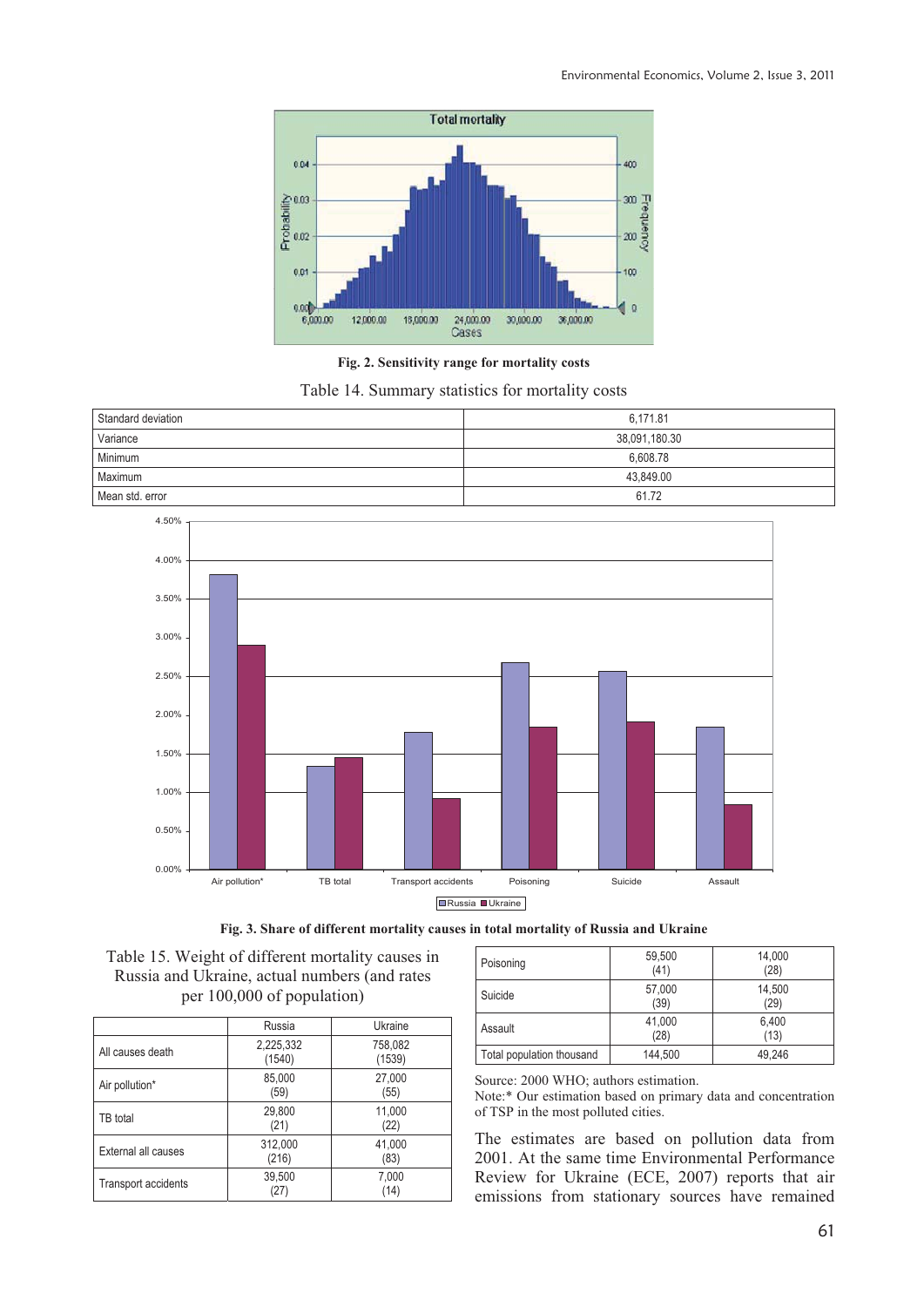**Fig. 2. Sensitivity range for mortality costs**

Table 14. Summary statistics for mortality costs

| | |
|---|---|
| Standard deviation | 6,171.81 |
| Variance | 38,091,180.30 |
| Minimum | 6,608.78 |
| Maximum | 43,849.00 |
| Mean std. error | 61.72 |

**Fig. 3. Share of different mortality causes in total mortality of Russia and Ukraine**

Table 15. Weight of different mortality causes in Russia and Ukraine, actual numbers (and rates per 100,000 of population)

| | Russia | Ukraine |
|---|---|---|
| All causes death | 2,225,332 (1540) | 758,082 (1539) |
| Air pollution* | 85,000 (59) | 27,000 (55) |
| TB total | 29,800 (21) | 11,000 (22) |
| External all causes | 312,000 (216) | 41,000 (83) |
| Transport accidents | 39,500 (27) | 7,000 (14) |
| Poisoning | 59,500 (41) | 14,000 (28) |
| Suicide | 57,000 (39) | 14,500 (29) |
| Assault | 41,000 (28) | 6,400 (13) |
| Total population thousand | 144,500 | 49,246 |

Source: 2000 WHO; authors estimation.
Note:* Our estimation based on primary data and concentration of TSP in the most polluted cities.

The estimates are based on pollution data from 2001. At the same time Environmental Performance Review for Ukraine (ECE, 2007) reports that air emissions from stationary sources have remained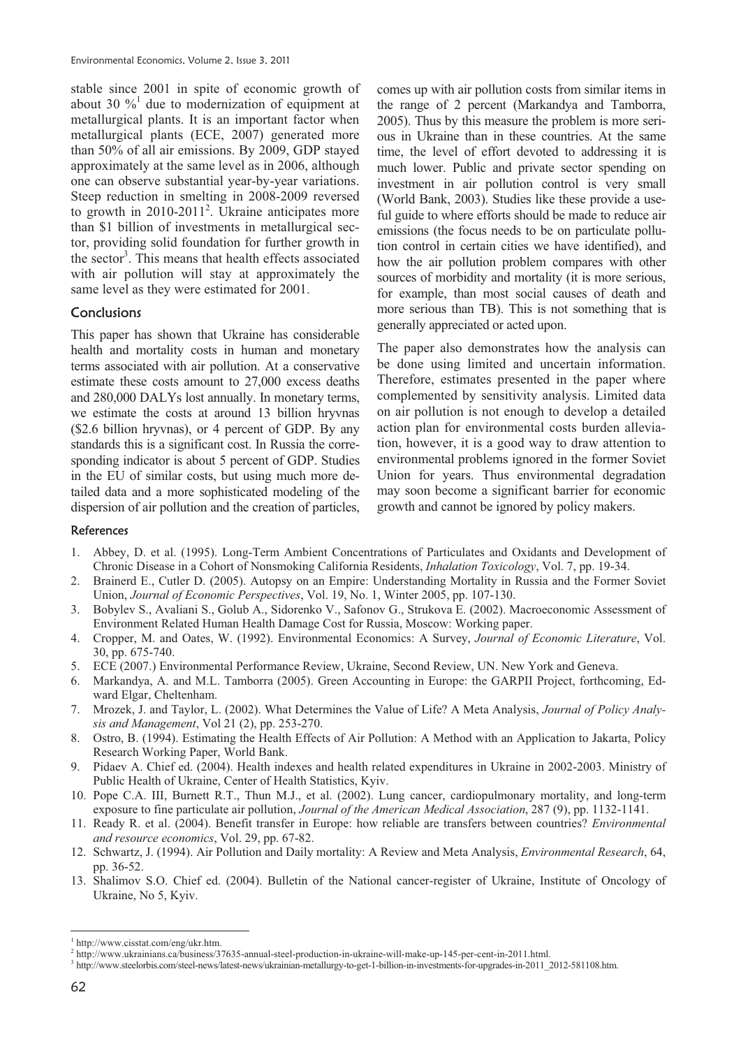stable since 2001 in spite of economic growth of about 30 %[1] due to modernization of equipment at metallurgical plants. It is an important factor when metallurgical plants (ECE, 2007) generated more than 50% of all air emissions. By 2009, GDP stayed approximately at the same level as in 2006, although one can observe substantial year-by-year variations. Steep reduction in smelting in 2008-2009 reversed to growth in 2010-2011[2]. Ukraine anticipates more than $1 billion of investments in metallurgical sector, providing solid foundation for further growth in the sector[3]. This means that health effects associated with air pollution will stay at approximately the same level as they were estimated for 2001.

## Conclusions

This paper has shown that Ukraine has considerable health and mortality costs in human and monetary terms associated with air pollution. At a conservative estimate these costs amount to 27,000 excess deaths and 280,000 DALYs lost annually. In monetary terms, we estimate the costs at around 13 billion hryvnas ($2.6 billion hryvnas), or 4 percent of GDP. By any standards this is a significant cost. In Russia the corresponding indicator is about 5 percent of GDP. Studies in the EU of similar costs, but using much more detailed data and a more sophisticated modeling of the dispersion of air pollution and the creation of particles, comes up with air pollution costs from similar items in the range of 2 percent (Markandya and Tamborra, 2005). Thus by this measure the problem is more serious in Ukraine than in these countries. At the same time, the level of effort devoted to addressing it is much lower. Public and private sector spending on investment in air pollution control is very small (World Bank, 2003). Studies like these provide a useful guide to where efforts should be made to reduce air emissions (the focus needs to be on particulate pollution control in certain cities we have identified), and how the air pollution problem compares with other sources of morbidity and mortality (it is more serious, for example, than most social causes of death and more serious than TB). This is not something that is generally appreciated or acted upon.

The paper also demonstrates how the analysis can be done using limited and uncertain information. Therefore, estimates presented in the paper where complemented by sensitivity analysis. Limited data on air pollution is not enough to develop a detailed action plan for environmental costs burden alleviation, however, it is a good way to draw attention to environmental problems ignored in the former Soviet Union for years. Thus environmental degradation may soon become a significant barrier for economic growth and cannot be ignored by policy makers.

### References

1. Abbey, D. et al. (1995). Long-Term Ambient Concentrations of Particulates and Oxidants and Development of Chronic Disease in a Cohort of Nonsmoking California Residents, *Inhalation Toxicology*, Vol. 7, pp. 19-34.
2. Brainerd E., Cutler D. (2005). Autopsy on an Empire: Understanding Mortality in Russia and the Former Soviet Union, *Journal of Economic Perspectives*, Vol. 19, No. 1, Winter 2005, pp. 107-130.
3. Bobylev S., Avaliani S., Golub A., Sidorenko V., Safonov G., Strukova E. (2002). Macroeconomic Assessment of Environment Related Human Health Damage Cost for Russia, Moscow: Working paper.
4. Cropper, M. and Oates, W. (1992). Environmental Economics: A Survey, *Journal of Economic Literature*, Vol. 30, pp. 675-740.
5. ECE (2007.) Environmental Performance Review, Ukraine, Second Review, UN. New York and Geneva.
6. Markandya, A. and M.L. Tamborra (2005). Green Accounting in Europe: the GARPII Project, forthcoming, Edward Elgar, Cheltenham.
7. Mrozek, J. and Taylor, L. (2002). What Determines the Value of Life? A Meta Analysis, *Journal of Policy Analysis and Management*, Vol 21 (2), pp. 253-270.
8. Ostro, B. (1994). Estimating the Health Effects of Air Pollution: A Method with an Application to Jakarta, Policy Research Working Paper, World Bank.
9. Pidaev A. Chief ed. (2004). Health indexes and health related expenditures in Ukraine in 2002-2003. Ministry of Public Health of Ukraine, Center of Health Statistics, Kyiv.
10. Pope C.A. III, Burnett R.T., Thun M.J., et al. (2002). Lung cancer, cardiopulmonary mortality, and long-term exposure to fine particulate air pollution, *Journal of the American Medical Association*, 287 (9), pp. 1132-1141.
11. Ready R. et al. (2004). Benefit transfer in Europe: how reliable are transfers between countries? *Environmental and resource economics*, Vol. 29, pp. 67-82.
12. Schwartz, J. (1994). Air Pollution and Daily mortality: A Review and Meta Analysis, *Environmental Research*, 64, pp. 36-52.
13. Shalimov S.O. Chief ed. (2004). Bulletin of the National cancer-register of Ukraine, Institute of Oncology of Ukraine, No 5, Kyiv.

---

[1] http://www.cisstat.com/eng/ukr.htm.

[2] http://www.ukrainians.ca/business/37635-annual-steel-production-in-ukraine-will-make-up-145-per-cent-in-2011.html.

[3] http://www.steelorbis.com/steel-news/latest-news/ukrainian-metallurgy-to-get-1-billion-in-investments-for-upgrades-in-2011_2012-581108.htm.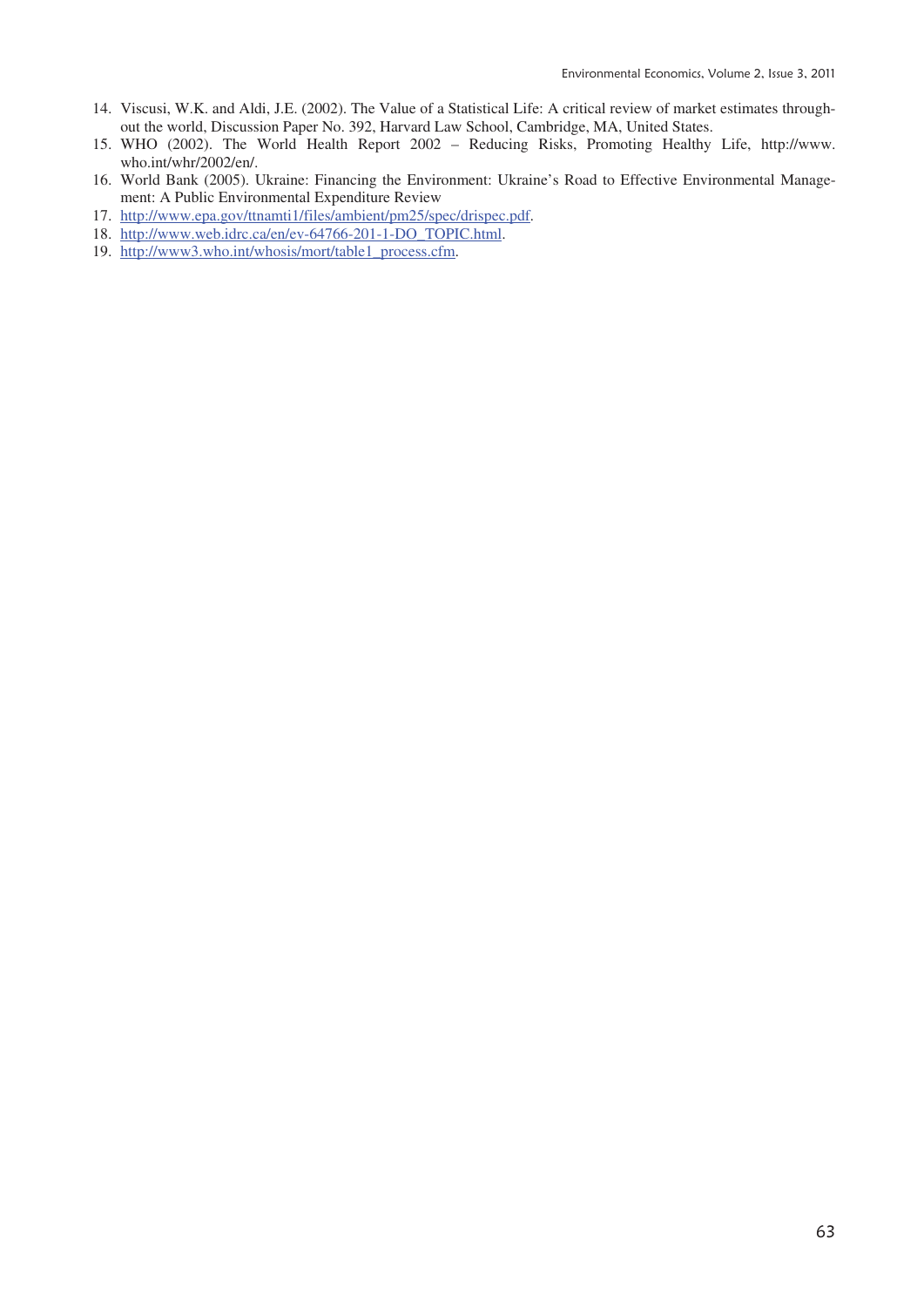14. Viscusi, W.K. and Aldi, J.E. (2002). The Value of a Statistical Life: A critical review of market estimates throughout the world, Discussion Paper No. 392, Harvard Law School, Cambridge, MA, United States.
15. WHO (2002). The World Health Report 2002 – Reducing Risks, Promoting Healthy Life, http://www.who.int/whr/2002/en/.
16. World Bank (2005). Ukraine: Financing the Environment: Ukraine's Road to Effective Environmental Management: A Public Environmental Expenditure Review
17. http://www.epa.gov/ttnamti1/files/ambient/pm25/spec/drispec.pdf.
18. http://www.web.idrc.ca/en/ev-64766-201-1-DO_TOPIC.html.
19. http://www3.who.int/whosis/mort/table1_process.cfm.